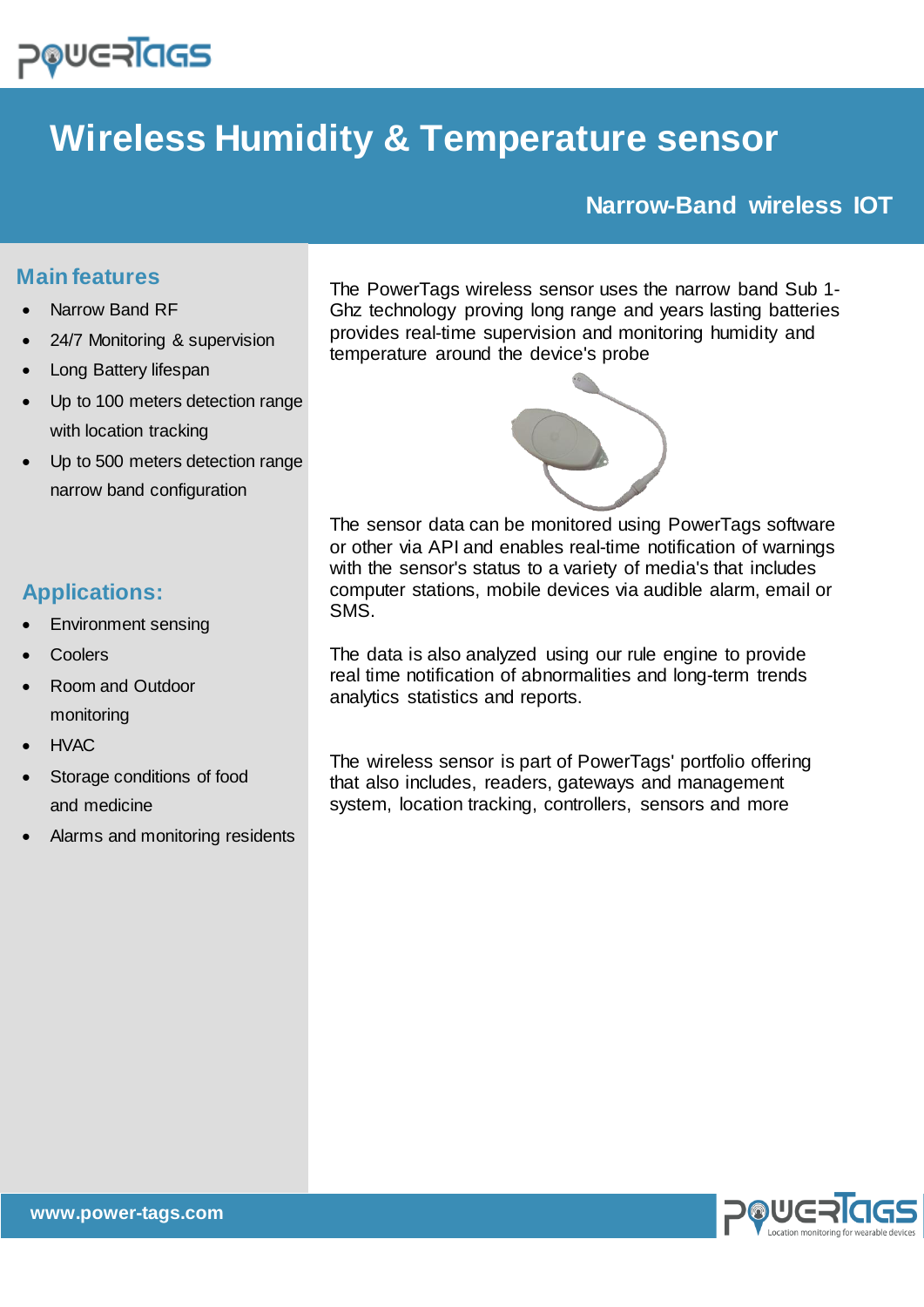# Wireless Humidity & Temperature sensor

## Narrow-Band wireless IOT

The PowerTags wireless sensor uses the narrow band Sub 1-Ghz technology proving long range and years lasting batteries provides real-time supervision and monitoring humidity and temperature around the device's probe

The sensor data can be monitored using PowerTags software or other via API and enables real-time notification of warnings with the sensor's status to a variety of media's that includes computer stations, mobile devices via audible alarm, email or SMS.

The data is also analyzed using our rule engine to provide real time notification of abnormalities and long-term trends analytics statistics and reports.

The wireless sensor is part of PowerTags' portfolio offering that also includes, readers, gateways and management system, location tracking, controllers, sensors and more

### Main features

- Narrow Band RF
- 24/7 Monitoring & supervision
- Long Battery lifespan
- Up to 100 meters detection range with location tracking
- Up to 500 meters detection range narrow band configuration

### Applications:

- Environment sensing
- Coolers
- Room and Outdoor monitoring
- HVAC
- Storage conditions of food and medicine
- Alarms and monitoring residents

www.power-tags.com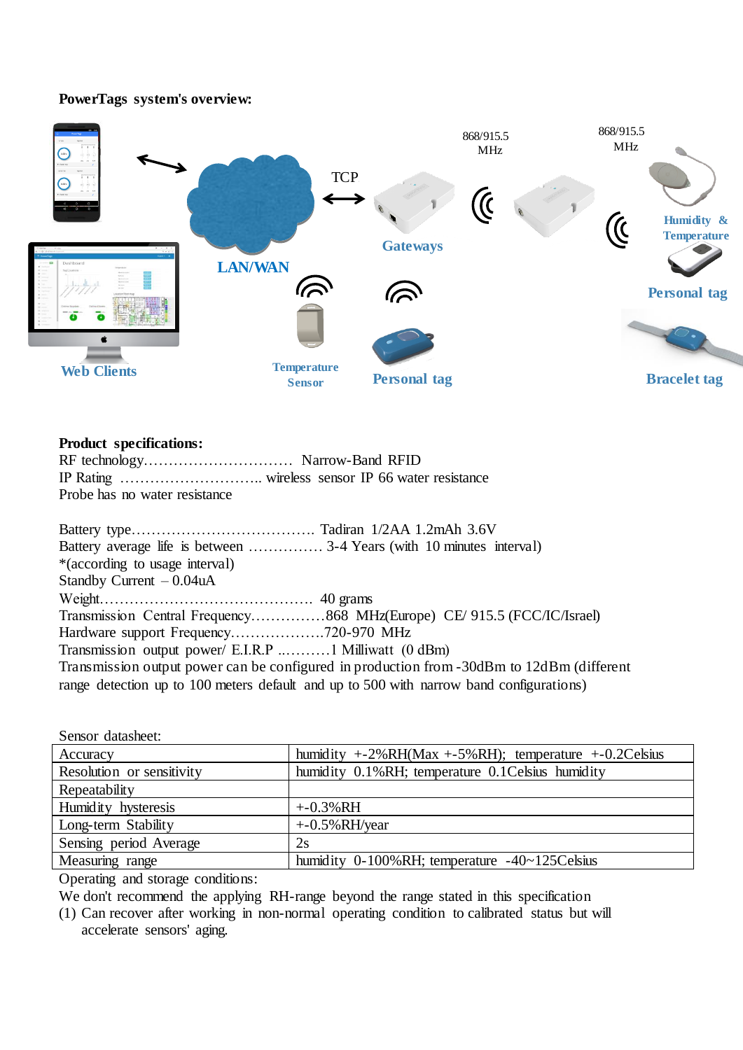**PowerTags system's overview:**

868/915.5 MHz

868/915.5 MHz

TCP

Humidity & Temperature

Gateways

LAN/WAN

Personal tag

Web Clients

Temperature Sensor

Personal tag

Bracelet tag

**Product specifications:**

RF technology………………………… Narrow-Band RFID
IP Rating ……………………….. wireless sensor IP 66 water resistance
Probe has no water resistance

Battery type………………………………. Tadiran 1/2AA 1.2mAh 3.6V
Battery average life is between …………… 3-4 Years (with 10 minutes interval)
*(according to usage interval)
Standby Current – 0.04uA
Weight……………………………………. 40 grams
Transmission Central Frequency……………868 MHz(Europe) CE/ 915.5 (FCC/IC/Israel)
Hardware support Frequency……………….720-970 MHz
Transmission output power/ E.I.R.P ..……….1 Milliwatt (0 dBm)
Transmission output power can be configured in production from -30dBm to 12dBm (different range detection up to 100 meters default and up to 500 with narrow band configurations)

Sensor datasheet:

| | |
|---|---|
| Accuracy | humidity +-2%RH(Max +-5%RH); temperature +-0.2Celsius |
| Resolution or sensitivity | humidity 0.1%RH; temperature 0.1Celsius humidity |
| Repeatability | |
| Humidity hysteresis | +-0.3%RH |
| Long-term Stability | +-0.5%RH/year |
| Sensing period Average | 2s |
| Measuring range | humidity 0-100%RH; temperature -40~125Celsius |

Operating and storage conditions:
We don't recommend the applying RH-range beyond the range stated in this specification
(1) Can recover after working in non-normal operating condition to calibrated status but will accelerate sensors' aging.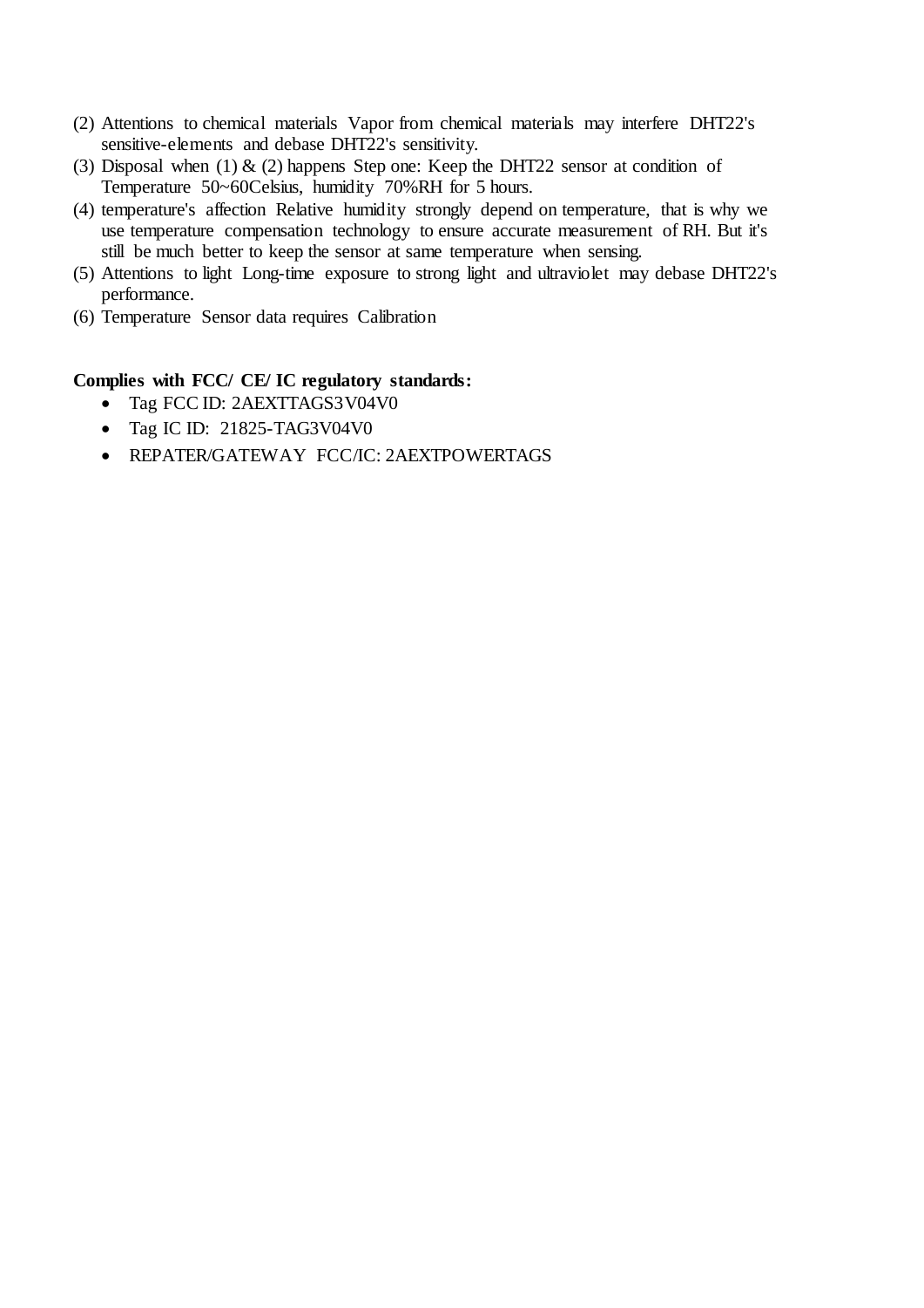(2) Attentions to chemical materials Vapor from chemical materials may interfere DHT22's sensitive-elements and debase DHT22's sensitivity.
(3) Disposal when (1) & (2) happens Step one: Keep the DHT22 sensor at condition of Temperature 50~60Celsius, humidity 70%RH for 5 hours.
(4) temperature's affection Relative humidity strongly depend on temperature, that is why we use temperature compensation technology to ensure accurate measurement of RH. But it's still be much better to keep the sensor at same temperature when sensing.
(5) Attentions to light Long-time exposure to strong light and ultraviolet may debase DHT22's performance.
(6) Temperature Sensor data requires Calibration

**Complies with FCC/ CE/ IC regulatory standards:**

- Tag FCC ID: 2AEXTTAGS3V04V0
- Tag IC ID: 21825-TAG3V04V0
- REPATER/GATEWAY FCC/IC: 2AEXTPOWERTAGS